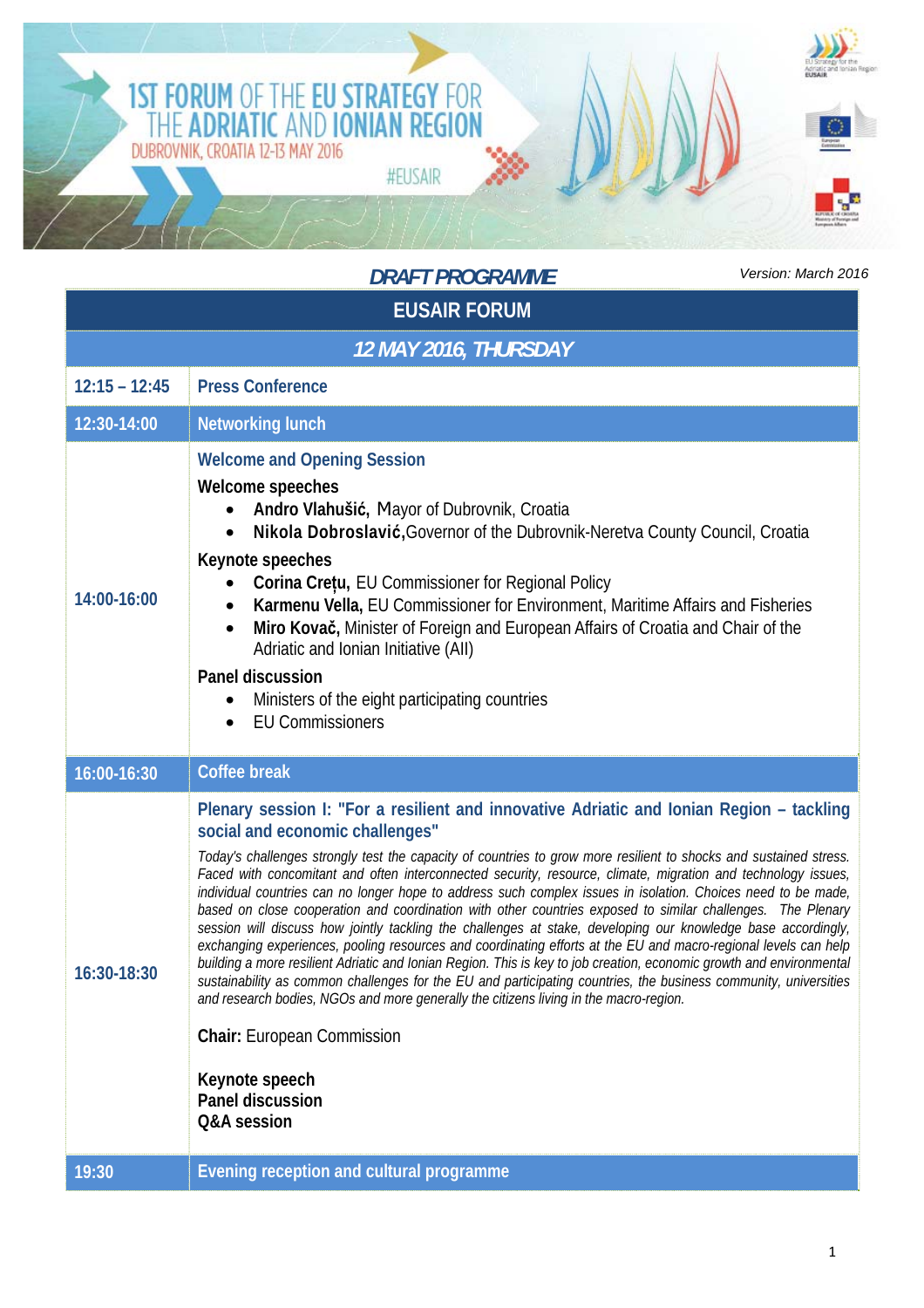# 1ST FORUM OF THE EU STRATEGY FOR THE ADRIATIC AND IONIAN REGION

DUBROVNIK, CROATIA 12-13 MAY 2016

#EUSAIR

***DRAFT PROGRAMME***

*Version: March 2016*

| EUSAIR FORUM | |
|---|---|
| ***12 MAY 2016, THURSDAY*** | |
| 12:15 – 12:45 | **Press Conference** |
| 12:30-14:00 | **Networking lunch** |
| 14:00-16:00 | **Welcome and Opening Session**<br><br>**Welcome speeches**<br>• **Andro Vlahušić,** Mayor of Dubrovnik, Croatia<br>• **Nikola Dobroslavić,**Governor of the Dubrovnik-Neretva County Council, Croatia<br><br>**Keynote speeches**<br>• **Corina Crețu,** EU Commissioner for Regional Policy<br>• **Karmenu Vella,** EU Commissioner for Environment, Maritime Affairs and Fisheries<br>• **Miro Kovač,** Minister of Foreign and European Affairs of Croatia and Chair of the Adriatic and Ionian Initiative (AII)<br><br>**Panel discussion**<br>• Ministers of the eight participating countries<br>• EU Commissioners |
| 16:00-16:30 | **Coffee break** |
| 16:30-18:30 | **Plenary session I: "For a resilient and innovative Adriatic and Ionian Region – tackling social and economic challenges"**<br><br>*Today's challenges strongly test the capacity of countries to grow more resilient to shocks and sustained stress. Faced with concomitant and often interconnected security, resource, climate, migration and technology issues, individual countries can no longer hope to address such complex issues in isolation. Choices need to be made, based on close cooperation and coordination with other countries exposed to similar challenges. The Plenary session will discuss how jointly tackling the challenges at stake, developing our knowledge base accordingly, exchanging experiences, pooling resources and coordinating efforts at the EU and macro-regional levels can help building a more resilient Adriatic and Ionian Region. This is key to job creation, economic growth and environmental sustainability as common challenges for the EU and participating countries, the business community, universities and research bodies, NGOs and more generally the citizens living in the macro-region.*<br><br>**Chair:** European Commission<br><br>**Keynote speech**<br>**Panel discussion**<br>**Q&A session** |
| 19:30 | **Evening reception and cultural programme** |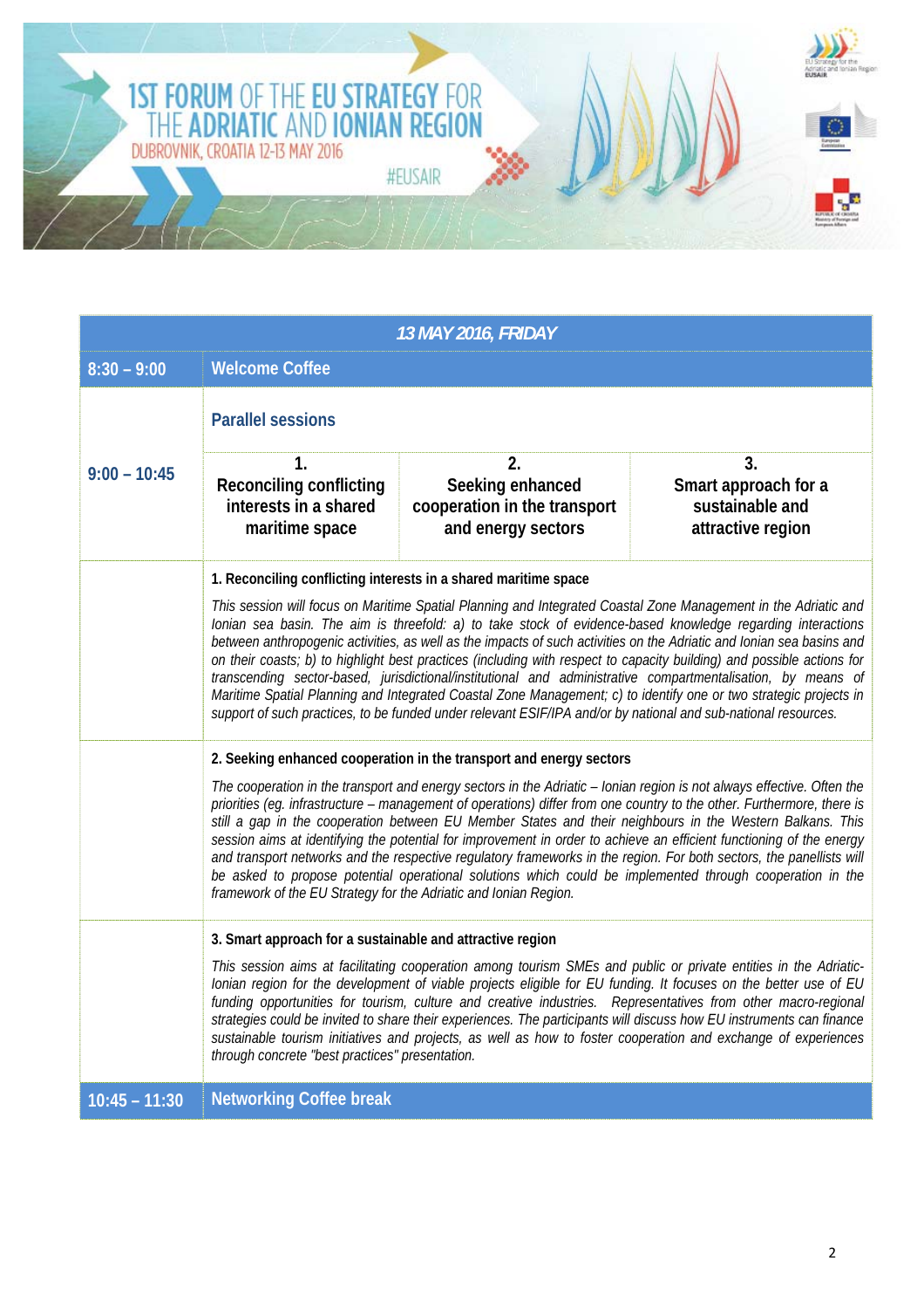# 1ST FORUM OF THE EU STRATEGY FOR THE ADRIATIC AND IONIAN REGION

DUBROVNIK, CROATIA 12-13 MAY 2016

#EUSAIR

| *13 MAY 2016, FRIDAY* | | | |
|---|---|---|---|
| **8:30 – 9:00** | **Welcome Coffee** | | |
| **9:00 – 10:45** | **Parallel sessions** | | |
| | **1. Reconciling conflicting interests in a shared maritime space** | **2. Seeking enhanced cooperation in the transport and energy sectors** | **3. Smart approach for a sustainable and attractive region** |
| | **1. Reconciling conflicting interests in a shared maritime space**<br>*This session will focus on Maritime Spatial Planning and Integrated Coastal Zone Management in the Adriatic and Ionian sea basin. The aim is threefold: a) to take stock of evidence-based knowledge regarding interactions between anthropogenic activities, as well as the impacts of such activities on the Adriatic and Ionian sea basins and on their coasts; b) to highlight best practices (including with respect to capacity building) and possible actions for transcending sector-based, jurisdictional/institutional and administrative compartmentalisation, by means of Maritime Spatial Planning and Integrated Coastal Zone Management; c) to identify one or two strategic projects in support of such practices, to be funded under relevant ESIF/IPA and/or by national and sub-national resources.* | | |
| | **2. Seeking enhanced cooperation in the transport and energy sectors**<br>*The cooperation in the transport and energy sectors in the Adriatic – Ionian region is not always effective. Often the priorities (eg. infrastructure – management of operations) differ from one country to the other. Furthermore, there is still a gap in the cooperation between EU Member States and their neighbours in the Western Balkans. This session aims at identifying the potential for improvement in order to achieve an efficient functioning of the energy and transport networks and the respective regulatory frameworks in the region. For both sectors, the panellists will be asked to propose potential operational solutions which could be implemented through cooperation in the framework of the EU Strategy for the Adriatic and Ionian Region.* | | |
| | **3. Smart approach for a sustainable and attractive region**<br>*This session aims at facilitating cooperation among tourism SMEs and public or private entities in the Adriatic-Ionian region for the development of viable projects eligible for EU funding. It focuses on the better use of EU funding opportunities for tourism, culture and creative industries. Representatives from other macro-regional strategies could be invited to share their experiences. The participants will discuss how EU instruments can finance sustainable tourism initiatives and projects, as well as how to foster cooperation and exchange of experiences through concrete "best practices" presentation.* | | |
| **10:45 – 11:30** | **Networking Coffee break** | | |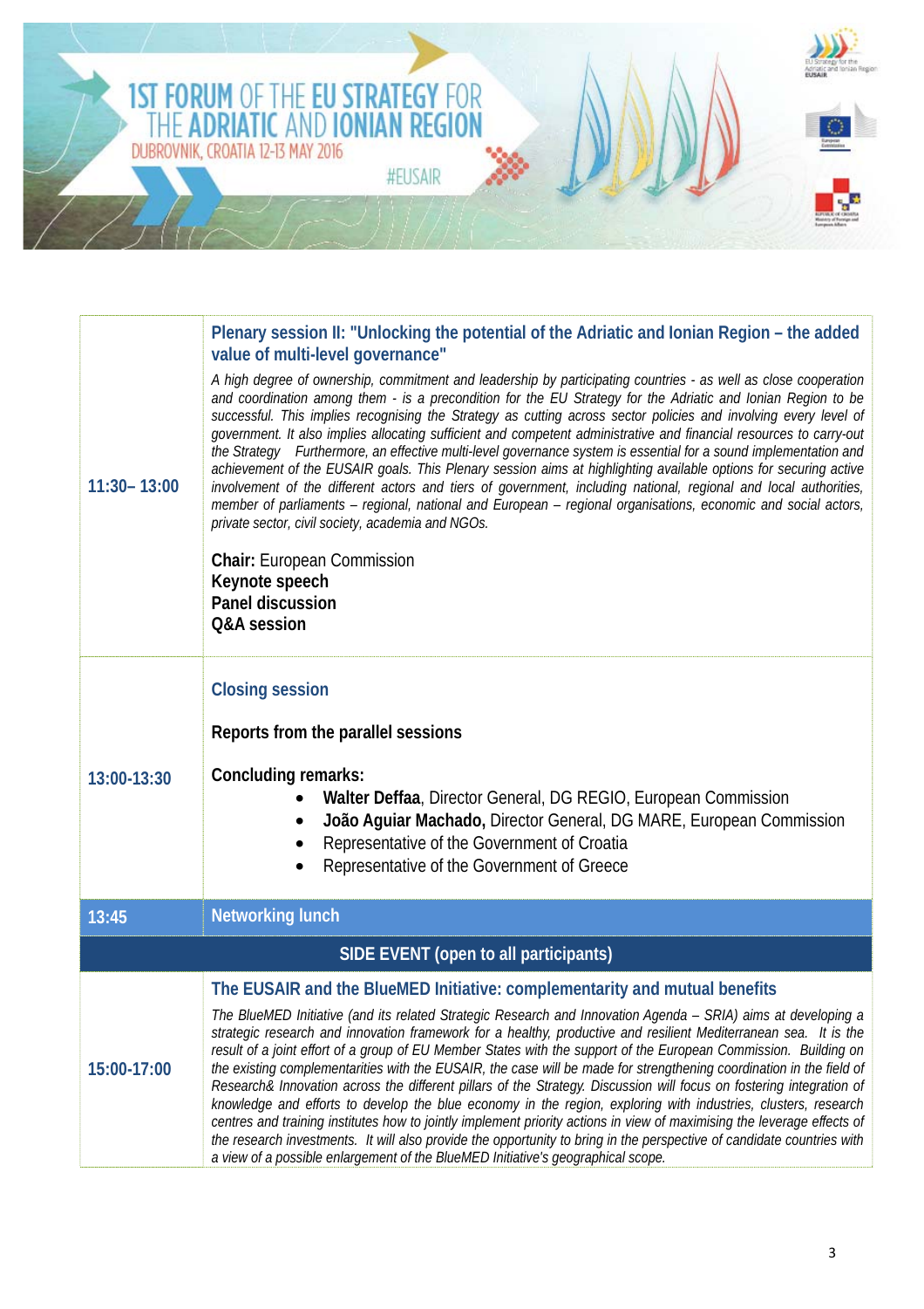1ST FORUM OF THE EU STRATEGY FOR THE ADRIATIC AND IONIAN REGION

DUBROVNIK, CROATIA 12-13 MAY 2016

#EUSAIR

| | |
|---|---|
| **11:30– 13:00** | **Plenary session II: "Unlocking the potential of the Adriatic and Ionian Region – the added value of multi-level governance"**<br><br>*A high degree of ownership, commitment and leadership by participating countries - as well as close cooperation and coordination among them - is a precondition for the EU Strategy for the Adriatic and Ionian Region to be successful. This implies recognising the Strategy as cutting across sector policies and involving every level of government. It also implies allocating sufficient and competent administrative and financial resources to carry-out the Strategy Furthermore, an effective multi-level governance system is essential for a sound implementation and achievement of the EUSAIR goals. This Plenary session aims at highlighting available options for securing active involvement of the different actors and tiers of government, including national, regional and local authorities, member of parliaments – regional, national and European – regional organisations, economic and social actors, private sector, civil society, academia and NGOs.*<br><br>**Chair:** European Commission<br>**Keynote speech**<br>**Panel discussion**<br>**Q&A session** |
| **13:00-13:30** | **Closing session**<br><br>**Reports from the parallel sessions**<br><br>**Concluding remarks:**<br>• **Walter Deffaa**, Director General, DG REGIO, European Commission<br>• **João Aguiar Machado,** Director General, DG MARE, European Commission<br>• Representative of the Government of Croatia<br>• Representative of the Government of Greece |
| **13:45** | **Networking lunch** |
| **SIDE EVENT (open to all participants)** | |
| **15:00-17:00** | **The EUSAIR and the BlueMED Initiative: complementarity and mutual benefits**<br><br>*The BlueMED Initiative (and its related Strategic Research and Innovation Agenda – SRIA) aims at developing a strategic research and innovation framework for a healthy, productive and resilient Mediterranean sea. It is the result of a joint effort of a group of EU Member States with the support of the European Commission. Building on the existing complementarities with the EUSAIR, the case will be made for strengthening coordination in the field of Research& Innovation across the different pillars of the Strategy. Discussion will focus on fostering integration of knowledge and efforts to develop the blue economy in the region, exploring with industries, clusters, research centres and training institutes how to jointly implement priority actions in view of maximising the leverage effects of the research investments. It will also provide the opportunity to bring in the perspective of candidate countries with a view of a possible enlargement of the BlueMED Initiative's geographical scope.* |